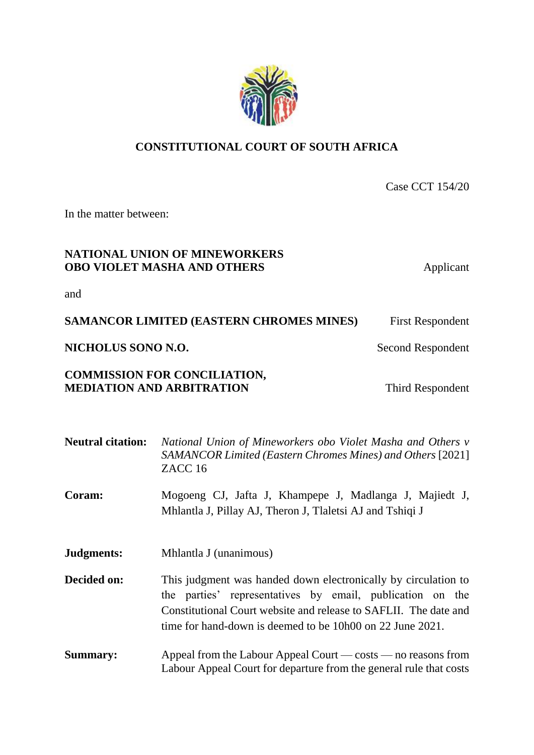**CONSTITUTIONAL COURT OF SOUTH AFRICA**

Case CCT 154/20

In the matter between:

**NATIONAL UNION OF MINEWORKERS OBO VIOLET MASHA AND OTHERS** — Applicant

and

**SAMANCOR LIMITED (EASTERN CHROMES MINES)** — First Respondent

**NICHOLUS SONO N.O.** — Second Respondent

**COMMISSION FOR CONCILIATION, MEDIATION AND ARBITRATION** — Third Respondent

**Neutral citation:** *National Union of Mineworkers obo Violet Masha and Others v SAMANCOR Limited (Eastern Chromes Mines) and Others* [2021] ZACC 16

**Coram:** Mogoeng CJ, Jafta J, Khampepe J, Madlanga J, Majiedt J, Mhlantla J, Pillay AJ, Theron J, Tlaletsi AJ and Tshiqi J

**Judgments:** Mhlantla J (unanimous)

**Decided on:** This judgment was handed down electronically by circulation to the parties' representatives by email, publication on the Constitutional Court website and release to SAFLII. The date and time for hand-down is deemed to be 10h00 on 22 June 2021.

**Summary:** Appeal from the Labour Appeal Court — costs — no reasons from Labour Appeal Court for departure from the general rule that costs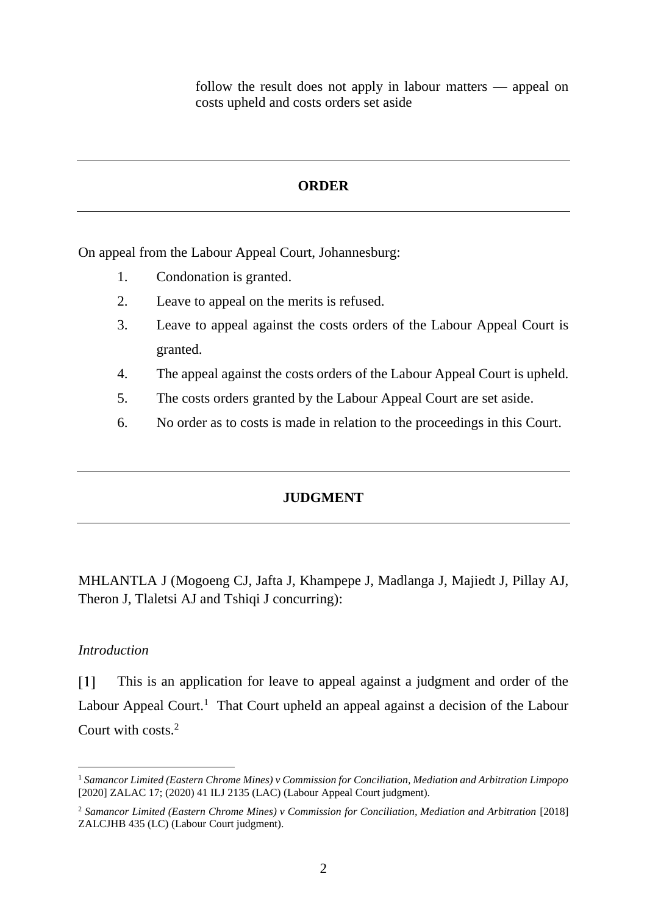follow the result does not apply in labour matters — appeal on costs upheld and costs orders set aside

---

## ORDER

---

On appeal from the Labour Appeal Court, Johannesburg:

1. Condonation is granted.
2. Leave to appeal on the merits is refused.
3. Leave to appeal against the costs orders of the Labour Appeal Court is granted.
4. The appeal against the costs orders of the Labour Appeal Court is upheld.
5. The costs orders granted by the Labour Appeal Court are set aside.
6. No order as to costs is made in relation to the proceedings in this Court.

---

## JUDGMENT

---

MHLANTLA J (Mogoeng CJ, Jafta J, Khampepe J, Madlanga J, Majiedt J, Pillay AJ, Theron J, Tlaletsi AJ and Tshiqi J concurring):

*Introduction*

[1] This is an application for leave to appeal against a judgment and order of the Labour Appeal Court.[1] That Court upheld an appeal against a decision of the Labour Court with costs.[2]

---

[1] *Samancor Limited (Eastern Chrome Mines) v Commission for Conciliation, Mediation and Arbitration Limpopo* [2020] ZALAC 17; (2020) 41 ILJ 2135 (LAC) (Labour Appeal Court judgment).

[2] *Samancor Limited (Eastern Chrome Mines) v Commission for Conciliation, Mediation and Arbitration* [2018] ZALCJHB 435 (LC) (Labour Court judgment).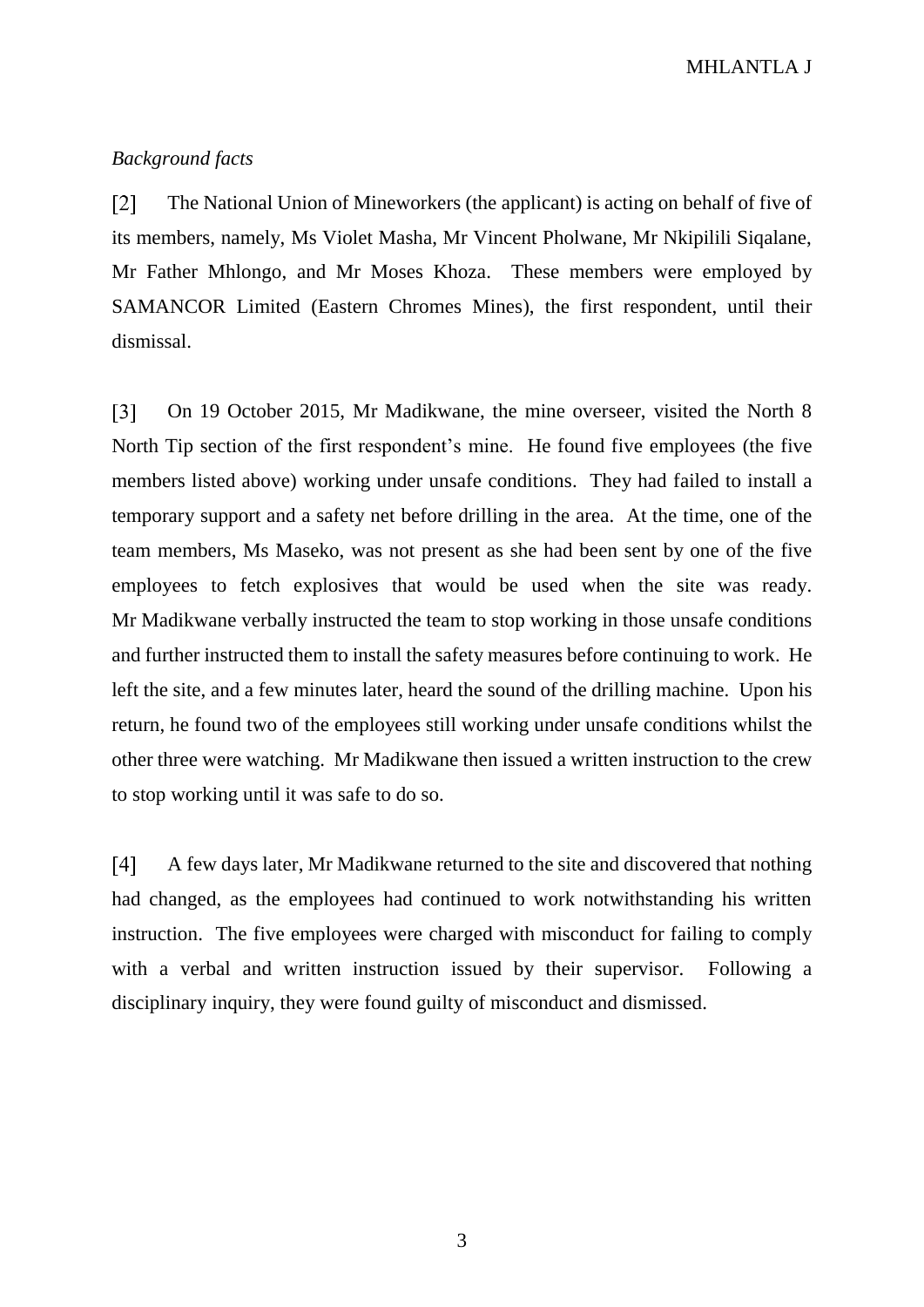*Background facts*

[2] The National Union of Mineworkers (the applicant) is acting on behalf of five of its members, namely, Ms Violet Masha, Mr Vincent Pholwane, Mr Nkipilili Siqalane, Mr Father Mhlongo, and Mr Moses Khoza. These members were employed by SAMANCOR Limited (Eastern Chromes Mines), the first respondent, until their dismissal.

[3] On 19 October 2015, Mr Madikwane, the mine overseer, visited the North 8 North Tip section of the first respondent's mine. He found five employees (the five members listed above) working under unsafe conditions. They had failed to install a temporary support and a safety net before drilling in the area. At the time, one of the team members, Ms Maseko, was not present as she had been sent by one of the five employees to fetch explosives that would be used when the site was ready. Mr Madikwane verbally instructed the team to stop working in those unsafe conditions and further instructed them to install the safety measures before continuing to work. He left the site, and a few minutes later, heard the sound of the drilling machine. Upon his return, he found two of the employees still working under unsafe conditions whilst the other three were watching. Mr Madikwane then issued a written instruction to the crew to stop working until it was safe to do so.

[4] A few days later, Mr Madikwane returned to the site and discovered that nothing had changed, as the employees had continued to work notwithstanding his written instruction. The five employees were charged with misconduct for failing to comply with a verbal and written instruction issued by their supervisor. Following a disciplinary inquiry, they were found guilty of misconduct and dismissed.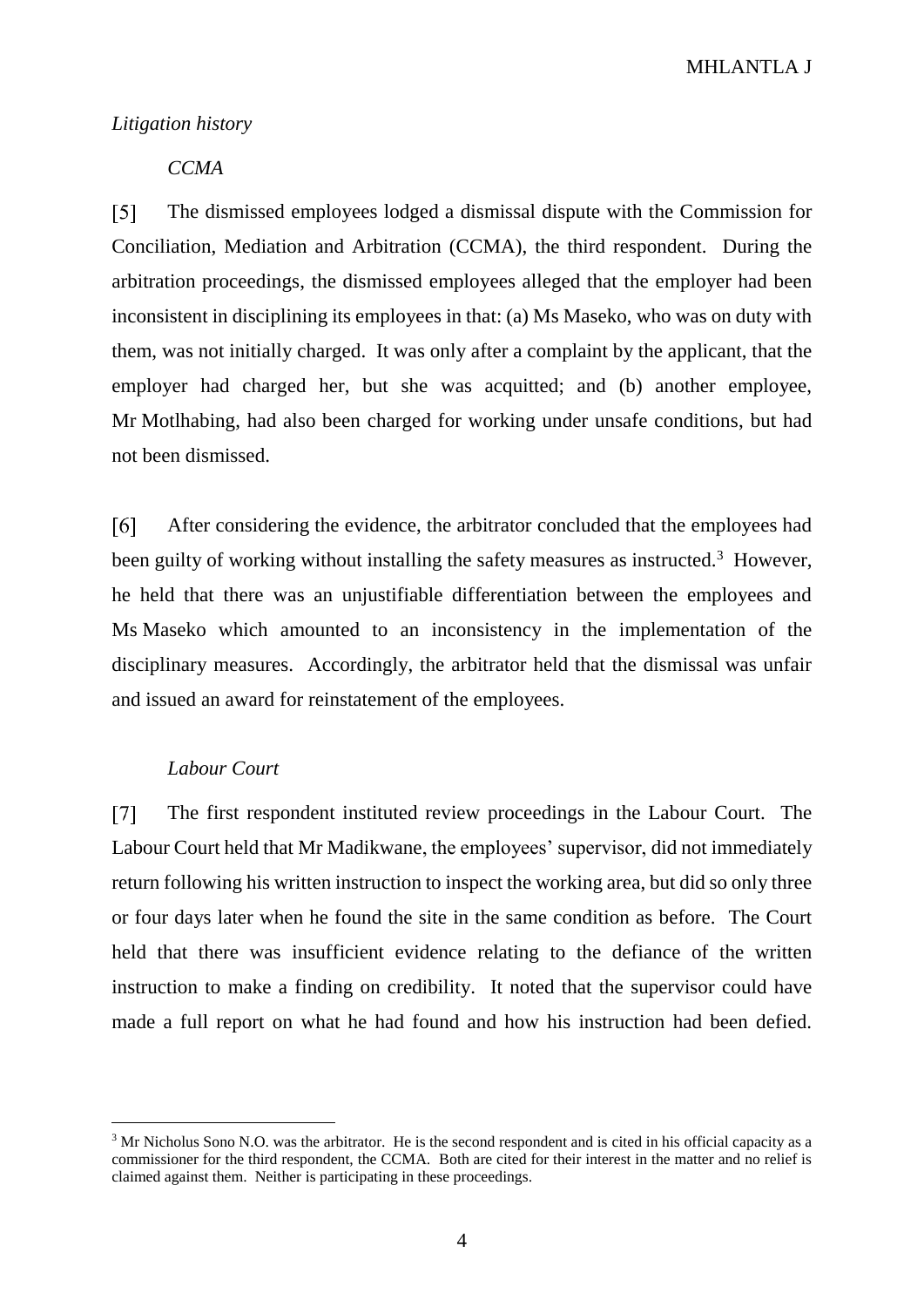*Litigation history*

*CCMA*

[5] The dismissed employees lodged a dismissal dispute with the Commission for Conciliation, Mediation and Arbitration (CCMA), the third respondent. During the arbitration proceedings, the dismissed employees alleged that the employer had been inconsistent in disciplining its employees in that: (a) Ms Maseko, who was on duty with them, was not initially charged. It was only after a complaint by the applicant, that the employer had charged her, but she was acquitted; and (b) another employee, Mr Motlhabing, had also been charged for working under unsafe conditions, but had not been dismissed.

[6] After considering the evidence, the arbitrator concluded that the employees had been guilty of working without installing the safety measures as instructed.[3] However, he held that there was an unjustifiable differentiation between the employees and Ms Maseko which amounted to an inconsistency in the implementation of the disciplinary measures. Accordingly, the arbitrator held that the dismissal was unfair and issued an award for reinstatement of the employees.

*Labour Court*

[7] The first respondent instituted review proceedings in the Labour Court. The Labour Court held that Mr Madikwane, the employees' supervisor, did not immediately return following his written instruction to inspect the working area, but did so only three or four days later when he found the site in the same condition as before. The Court held that there was insufficient evidence relating to the defiance of the written instruction to make a finding on credibility. It noted that the supervisor could have made a full report on what he had found and how his instruction had been defied.

---

[3] Mr Nicholus Sono N.O. was the arbitrator. He is the second respondent and is cited in his official capacity as a commissioner for the third respondent, the CCMA. Both are cited for their interest in the matter and no relief is claimed against them. Neither is participating in these proceedings.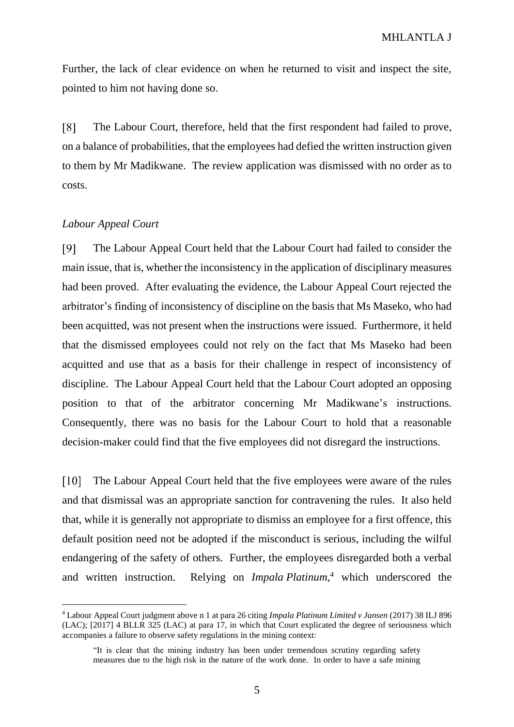Further, the lack of clear evidence on when he returned to visit and inspect the site, pointed to him not having done so.

[8] The Labour Court, therefore, held that the first respondent had failed to prove, on a balance of probabilities, that the employees had defied the written instruction given to them by Mr Madikwane. The review application was dismissed with no order as to costs.

*Labour Appeal Court*

[9] The Labour Appeal Court held that the Labour Court had failed to consider the main issue, that is, whether the inconsistency in the application of disciplinary measures had been proved. After evaluating the evidence, the Labour Appeal Court rejected the arbitrator's finding of inconsistency of discipline on the basis that Ms Maseko, who had been acquitted, was not present when the instructions were issued. Furthermore, it held that the dismissed employees could not rely on the fact that Ms Maseko had been acquitted and use that as a basis for their challenge in respect of inconsistency of discipline. The Labour Appeal Court held that the Labour Court adopted an opposing position to that of the arbitrator concerning Mr Madikwane's instructions. Consequently, there was no basis for the Labour Court to hold that a reasonable decision-maker could find that the five employees did not disregard the instructions.

[10] The Labour Appeal Court held that the five employees were aware of the rules and that dismissal was an appropriate sanction for contravening the rules. It also held that, while it is generally not appropriate to dismiss an employee for a first offence, this default position need not be adopted if the misconduct is serious, including the wilful endangering of the safety of others. Further, the employees disregarded both a verbal and written instruction. Relying on *Impala Platinum*,[4] which underscored the

[4] Labour Appeal Court judgment above n 1 at para 26 citing *Impala Platinum Limited v Jansen* (2017) 38 ILJ 896 (LAC); [2017] 4 BLLR 325 (LAC) at para 17, in which that Court explicated the degree of seriousness which accompanies a failure to observe safety regulations in the mining context:

> "It is clear that the mining industry has been under tremendous scrutiny regarding safety measures due to the high risk in the nature of the work done. In order to have a safe mining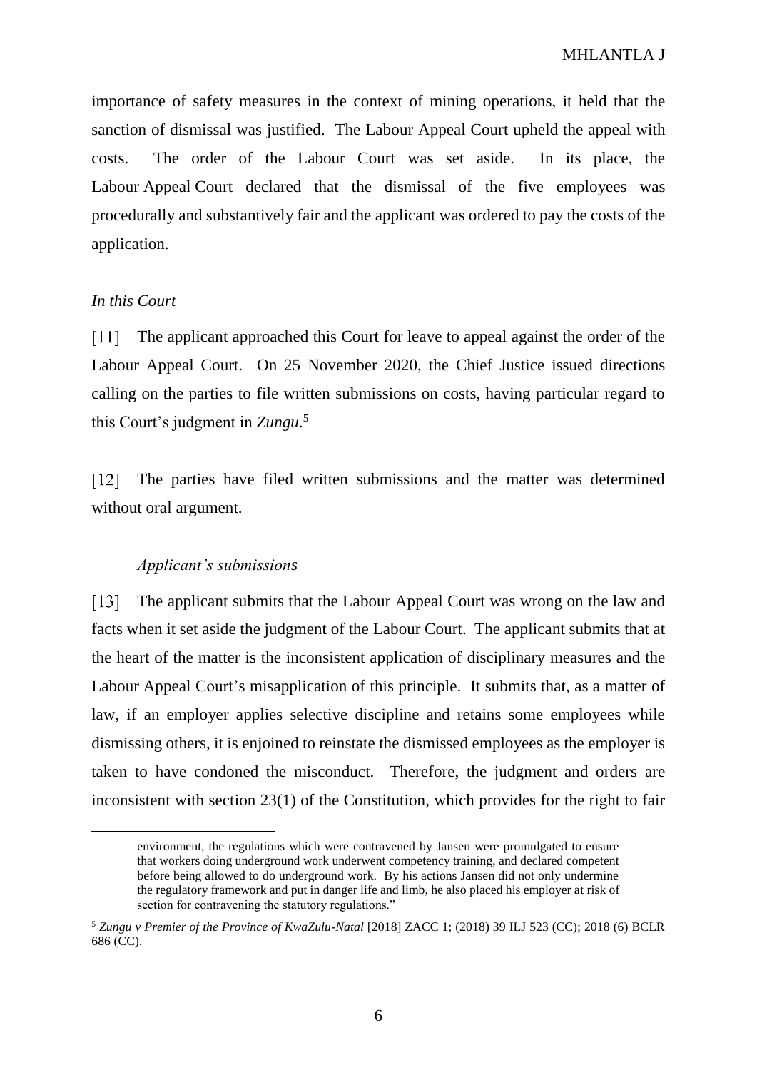importance of safety measures in the context of mining operations, it held that the sanction of dismissal was justified. The Labour Appeal Court upheld the appeal with costs. The order of the Labour Court was set aside. In its place, the Labour Appeal Court declared that the dismissal of the five employees was procedurally and substantively fair and the applicant was ordered to pay the costs of the application.

*In this Court*

[11] The applicant approached this Court for leave to appeal against the order of the Labour Appeal Court. On 25 November 2020, the Chief Justice issued directions calling on the parties to file written submissions on costs, having particular regard to this Court's judgment in *Zungu*.[5]

[12] The parties have filed written submissions and the matter was determined without oral argument.

*Applicant's submissions*

[13] The applicant submits that the Labour Appeal Court was wrong on the law and facts when it set aside the judgment of the Labour Court. The applicant submits that at the heart of the matter is the inconsistent application of disciplinary measures and the Labour Appeal Court's misapplication of this principle. It submits that, as a matter of law, if an employer applies selective discipline and retains some employees while dismissing others, it is enjoined to reinstate the dismissed employees as the employer is taken to have condoned the misconduct. Therefore, the judgment and orders are inconsistent with section 23(1) of the Constitution, which provides for the right to fair

---

environment, the regulations which were contravened by Jansen were promulgated to ensure that workers doing underground work underwent competency training, and declared competent before being allowed to do underground work. By his actions Jansen did not only undermine the regulatory framework and put in danger life and limb, he also placed his employer at risk of section for contravening the statutory regulations."

[5] *Zungu v Premier of the Province of KwaZulu-Natal* [2018] ZACC 1; (2018) 39 ILJ 523 (CC); 2018 (6) BCLR 686 (CC).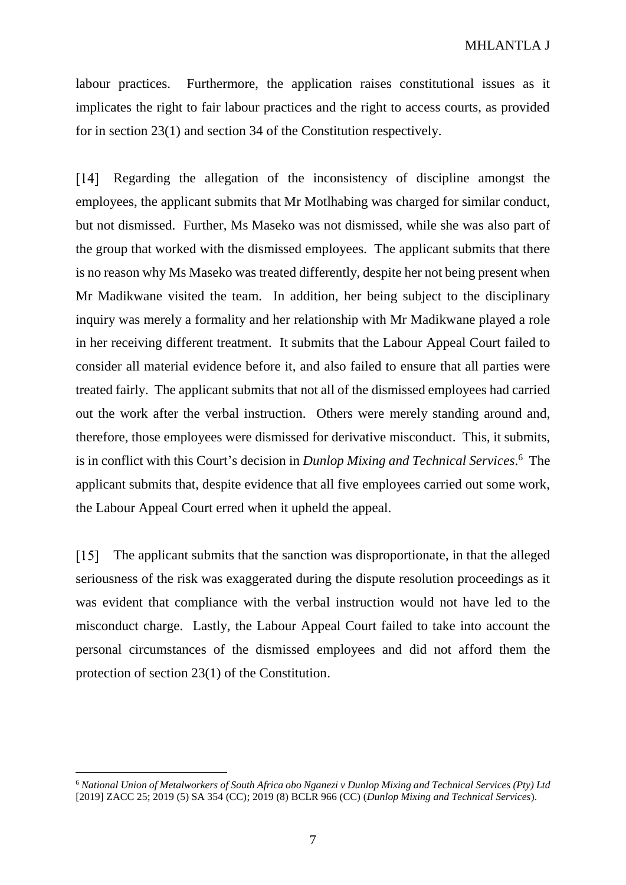labour practices. Furthermore, the application raises constitutional issues as it implicates the right to fair labour practices and the right to access courts, as provided for in section 23(1) and section 34 of the Constitution respectively.

[14] Regarding the allegation of the inconsistency of discipline amongst the employees, the applicant submits that Mr Motlhabing was charged for similar conduct, but not dismissed. Further, Ms Maseko was not dismissed, while she was also part of the group that worked with the dismissed employees. The applicant submits that there is no reason why Ms Maseko was treated differently, despite her not being present when Mr Madikwane visited the team. In addition, her being subject to the disciplinary inquiry was merely a formality and her relationship with Mr Madikwane played a role in her receiving different treatment. It submits that the Labour Appeal Court failed to consider all material evidence before it, and also failed to ensure that all parties were treated fairly. The applicant submits that not all of the dismissed employees had carried out the work after the verbal instruction. Others were merely standing around and, therefore, those employees were dismissed for derivative misconduct. This, it submits, is in conflict with this Court's decision in *Dunlop Mixing and Technical Services*.[6] The applicant submits that, despite evidence that all five employees carried out some work, the Labour Appeal Court erred when it upheld the appeal.

[15] The applicant submits that the sanction was disproportionate, in that the alleged seriousness of the risk was exaggerated during the dispute resolution proceedings as it was evident that compliance with the verbal instruction would not have led to the misconduct charge. Lastly, the Labour Appeal Court failed to take into account the personal circumstances of the dismissed employees and did not afford them the protection of section 23(1) of the Constitution.

---

[6] *National Union of Metalworkers of South Africa obo Nganezi v Dunlop Mixing and Technical Services (Pty) Ltd* [2019] ZACC 25; 2019 (5) SA 354 (CC); 2019 (8) BCLR 966 (CC) (*Dunlop Mixing and Technical Services*).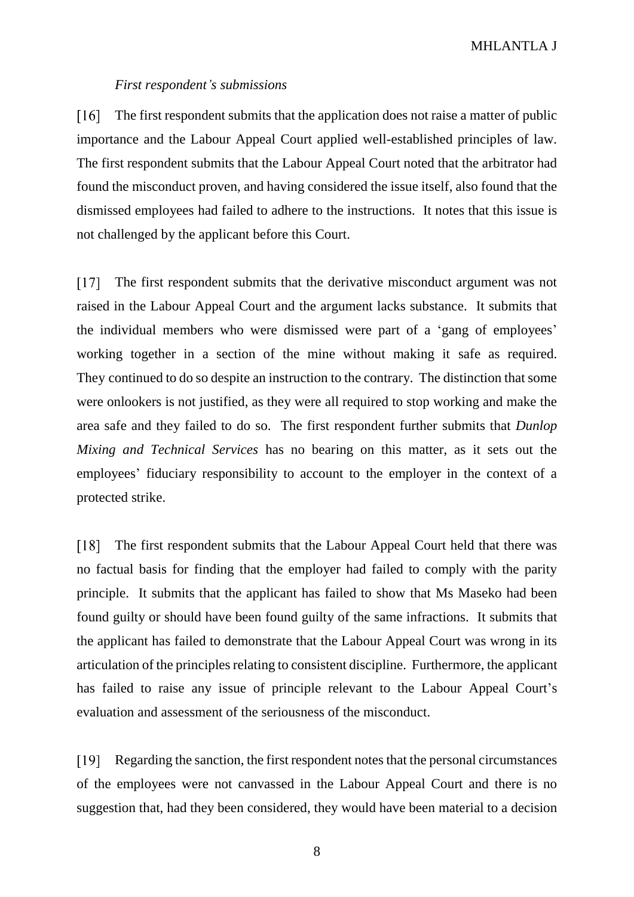*First respondent's submissions*

[16] The first respondent submits that the application does not raise a matter of public importance and the Labour Appeal Court applied well-established principles of law. The first respondent submits that the Labour Appeal Court noted that the arbitrator had found the misconduct proven, and having considered the issue itself, also found that the dismissed employees had failed to adhere to the instructions. It notes that this issue is not challenged by the applicant before this Court.

[17] The first respondent submits that the derivative misconduct argument was not raised in the Labour Appeal Court and the argument lacks substance. It submits that the individual members who were dismissed were part of a 'gang of employees' working together in a section of the mine without making it safe as required. They continued to do so despite an instruction to the contrary. The distinction that some were onlookers is not justified, as they were all required to stop working and make the area safe and they failed to do so. The first respondent further submits that *Dunlop Mixing and Technical Services* has no bearing on this matter, as it sets out the employees' fiduciary responsibility to account to the employer in the context of a protected strike.

[18] The first respondent submits that the Labour Appeal Court held that there was no factual basis for finding that the employer had failed to comply with the parity principle. It submits that the applicant has failed to show that Ms Maseko had been found guilty or should have been found guilty of the same infractions. It submits that the applicant has failed to demonstrate that the Labour Appeal Court was wrong in its articulation of the principles relating to consistent discipline. Furthermore, the applicant has failed to raise any issue of principle relevant to the Labour Appeal Court's evaluation and assessment of the seriousness of the misconduct.

[19] Regarding the sanction, the first respondent notes that the personal circumstances of the employees were not canvassed in the Labour Appeal Court and there is no suggestion that, had they been considered, they would have been material to a decision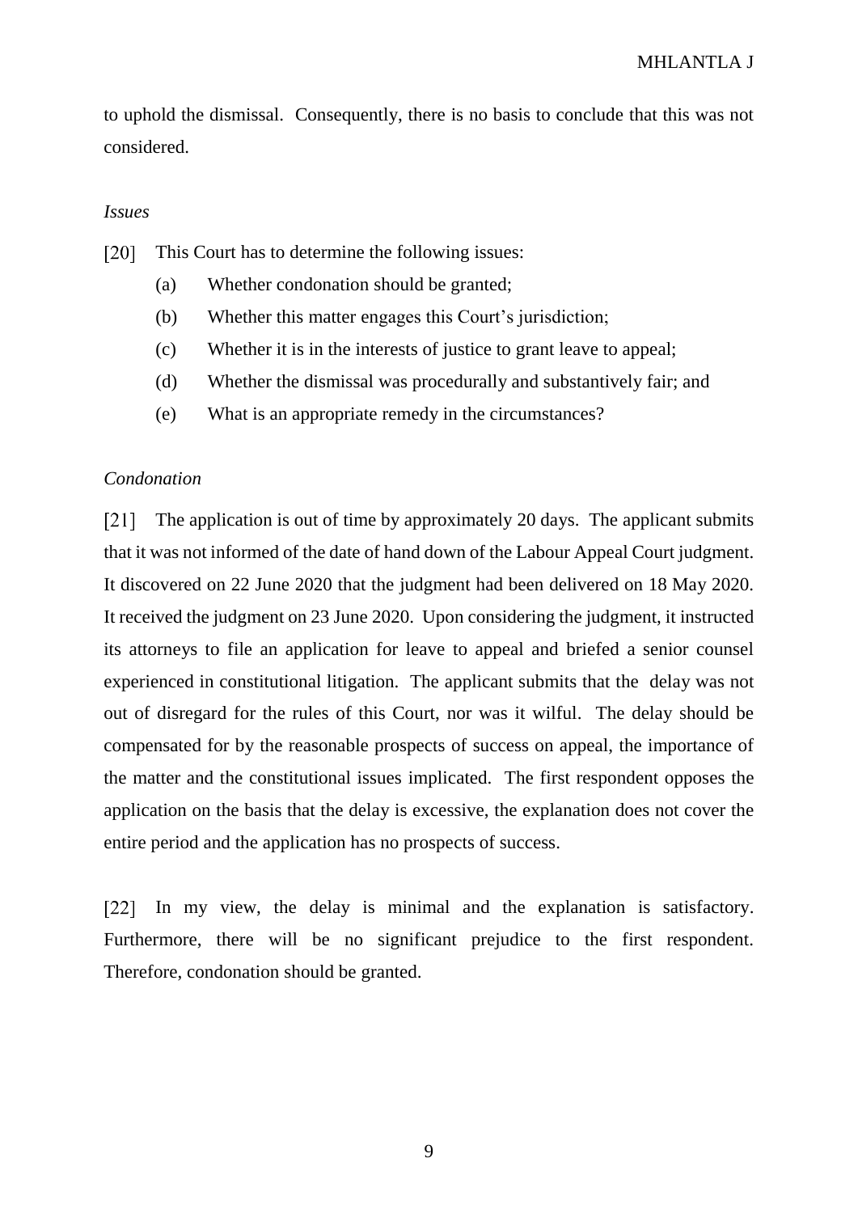to uphold the dismissal. Consequently, there is no basis to conclude that this was not considered.

*Issues*

[20] This Court has to determine the following issues:

(a) Whether condonation should be granted;

(b) Whether this matter engages this Court's jurisdiction;

(c) Whether it is in the interests of justice to grant leave to appeal;

(d) Whether the dismissal was procedurally and substantively fair; and

(e) What is an appropriate remedy in the circumstances?

*Condonation*

[21] The application is out of time by approximately 20 days. The applicant submits that it was not informed of the date of hand down of the Labour Appeal Court judgment. It discovered on 22 June 2020 that the judgment had been delivered on 18 May 2020. It received the judgment on 23 June 2020. Upon considering the judgment, it instructed its attorneys to file an application for leave to appeal and briefed a senior counsel experienced in constitutional litigation. The applicant submits that the delay was not out of disregard for the rules of this Court, nor was it wilful. The delay should be compensated for by the reasonable prospects of success on appeal, the importance of the matter and the constitutional issues implicated. The first respondent opposes the application on the basis that the delay is excessive, the explanation does not cover the entire period and the application has no prospects of success.

[22] In my view, the delay is minimal and the explanation is satisfactory. Furthermore, there will be no significant prejudice to the first respondent. Therefore, condonation should be granted.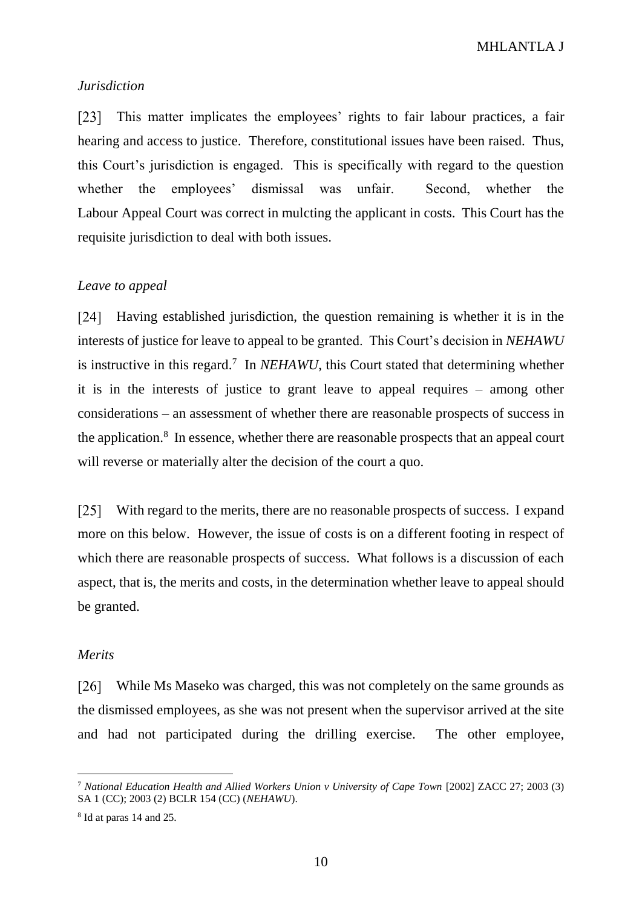*Jurisdiction*

[23] This matter implicates the employees' rights to fair labour practices, a fair hearing and access to justice. Therefore, constitutional issues have been raised. Thus, this Court's jurisdiction is engaged. This is specifically with regard to the question whether the employees' dismissal was unfair. Second, whether the Labour Appeal Court was correct in mulcting the applicant in costs. This Court has the requisite jurisdiction to deal with both issues.

*Leave to appeal*

[24] Having established jurisdiction, the question remaining is whether it is in the interests of justice for leave to appeal to be granted. This Court's decision in *NEHAWU* is instructive in this regard.[7] In *NEHAWU*, this Court stated that determining whether it is in the interests of justice to grant leave to appeal requires – among other considerations – an assessment of whether there are reasonable prospects of success in the application.[8] In essence, whether there are reasonable prospects that an appeal court will reverse or materially alter the decision of the court a quo.

[25] With regard to the merits, there are no reasonable prospects of success. I expand more on this below. However, the issue of costs is on a different footing in respect of which there are reasonable prospects of success. What follows is a discussion of each aspect, that is, the merits and costs, in the determination whether leave to appeal should be granted.

*Merits*

[26] While Ms Maseko was charged, this was not completely on the same grounds as the dismissed employees, as she was not present when the supervisor arrived at the site and had not participated during the drilling exercise. The other employee,

---

[7] *National Education Health and Allied Workers Union v University of Cape Town* [2002] ZACC 27; 2003 (3) SA 1 (CC); 2003 (2) BCLR 154 (CC) (*NEHAWU*).

[8] Id at paras 14 and 25.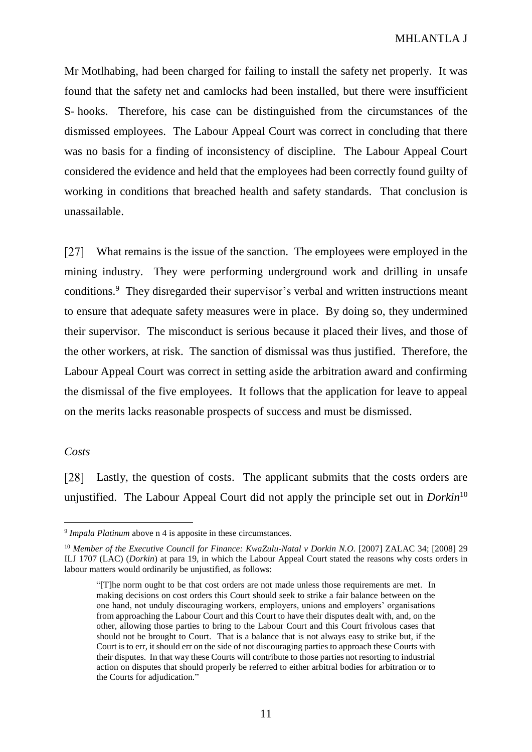Mr Motlhabing, had been charged for failing to install the safety net properly. It was found that the safety net and camlocks had been installed, but there were insufficient S- hooks. Therefore, his case can be distinguished from the circumstances of the dismissed employees. The Labour Appeal Court was correct in concluding that there was no basis for a finding of inconsistency of discipline. The Labour Appeal Court considered the evidence and held that the employees had been correctly found guilty of working in conditions that breached health and safety standards. That conclusion is unassailable.

[27] What remains is the issue of the sanction. The employees were employed in the mining industry. They were performing underground work and drilling in unsafe conditions.[9] They disregarded their supervisor's verbal and written instructions meant to ensure that adequate safety measures were in place. By doing so, they undermined their supervisor. The misconduct is serious because it placed their lives, and those of the other workers, at risk. The sanction of dismissal was thus justified. Therefore, the Labour Appeal Court was correct in setting aside the arbitration award and confirming the dismissal of the five employees. It follows that the application for leave to appeal on the merits lacks reasonable prospects of success and must be dismissed.

*Costs*

[28] Lastly, the question of costs. The applicant submits that the costs orders are unjustified. The Labour Appeal Court did not apply the principle set out in *Dorkin*[10]

---

[9] *Impala Platinum* above n 4 is apposite in these circumstances.

[10] *Member of the Executive Council for Finance: KwaZulu-Natal v Dorkin N.O.* [2007] ZALAC 34; [2008] 29 ILJ 1707 (LAC) (*Dorkin*) at para 19, in which the Labour Appeal Court stated the reasons why costs orders in labour matters would ordinarily be unjustified, as follows:

> "[T]he norm ought to be that cost orders are not made unless those requirements are met. In making decisions on cost orders this Court should seek to strike a fair balance between on the one hand, not unduly discouraging workers, employers, unions and employers' organisations from approaching the Labour Court and this Court to have their disputes dealt with, and, on the other, allowing those parties to bring to the Labour Court and this Court frivolous cases that should not be brought to Court. That is a balance that is not always easy to strike but, if the Court is to err, it should err on the side of not discouraging parties to approach these Courts with their disputes. In that way these Courts will contribute to those parties not resorting to industrial action on disputes that should properly be referred to either arbitral bodies for arbitration or to the Courts for adjudication."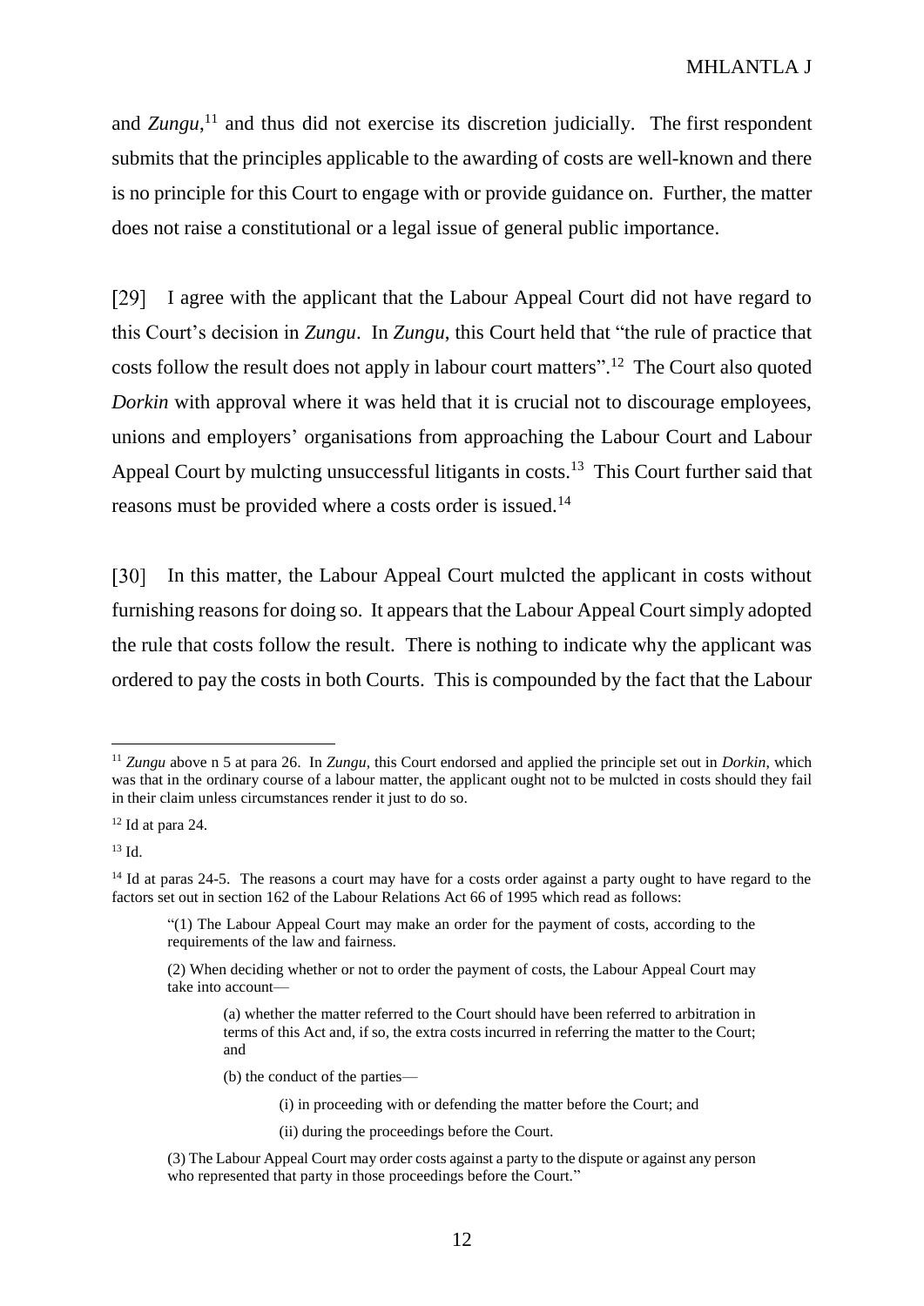and *Zungu*,[11] and thus did not exercise its discretion judicially. The first respondent submits that the principles applicable to the awarding of costs are well-known and there is no principle for this Court to engage with or provide guidance on. Further, the matter does not raise a constitutional or a legal issue of general public importance.

[29] I agree with the applicant that the Labour Appeal Court did not have regard to this Court's decision in *Zungu*. In *Zungu*, this Court held that "the rule of practice that costs follow the result does not apply in labour court matters".[12] The Court also quoted *Dorkin* with approval where it was held that it is crucial not to discourage employees, unions and employers' organisations from approaching the Labour Court and Labour Appeal Court by mulcting unsuccessful litigants in costs.[13] This Court further said that reasons must be provided where a costs order is issued.[14]

[30] In this matter, the Labour Appeal Court mulcted the applicant in costs without furnishing reasons for doing so. It appears that the Labour Appeal Court simply adopted the rule that costs follow the result. There is nothing to indicate why the applicant was ordered to pay the costs in both Courts. This is compounded by the fact that the Labour

---

[11] *Zungu* above n 5 at para 26. In *Zungu*, this Court endorsed and applied the principle set out in *Dorkin*, which was that in the ordinary course of a labour matter, the applicant ought not to be mulcted in costs should they fail in their claim unless circumstances render it just to do so.

[12] Id at para 24.

[13] Id.

[14] Id at paras 24-5. The reasons a court may have for a costs order against a party ought to have regard to the factors set out in section 162 of the Labour Relations Act 66 of 1995 which read as follows:

> "(1) The Labour Appeal Court may make an order for the payment of costs, according to the requirements of the law and fairness.
>
> (2) When deciding whether or not to order the payment of costs, the Labour Appeal Court may take into account—
>
> > (a) whether the matter referred to the Court should have been referred to arbitration in terms of this Act and, if so, the extra costs incurred in referring the matter to the Court; and
> >
> > (b) the conduct of the parties—
> >
> > > (i) in proceeding with or defending the matter before the Court; and
> > >
> > > (ii) during the proceedings before the Court.
>
> (3) The Labour Appeal Court may order costs against a party to the dispute or against any person who represented that party in those proceedings before the Court."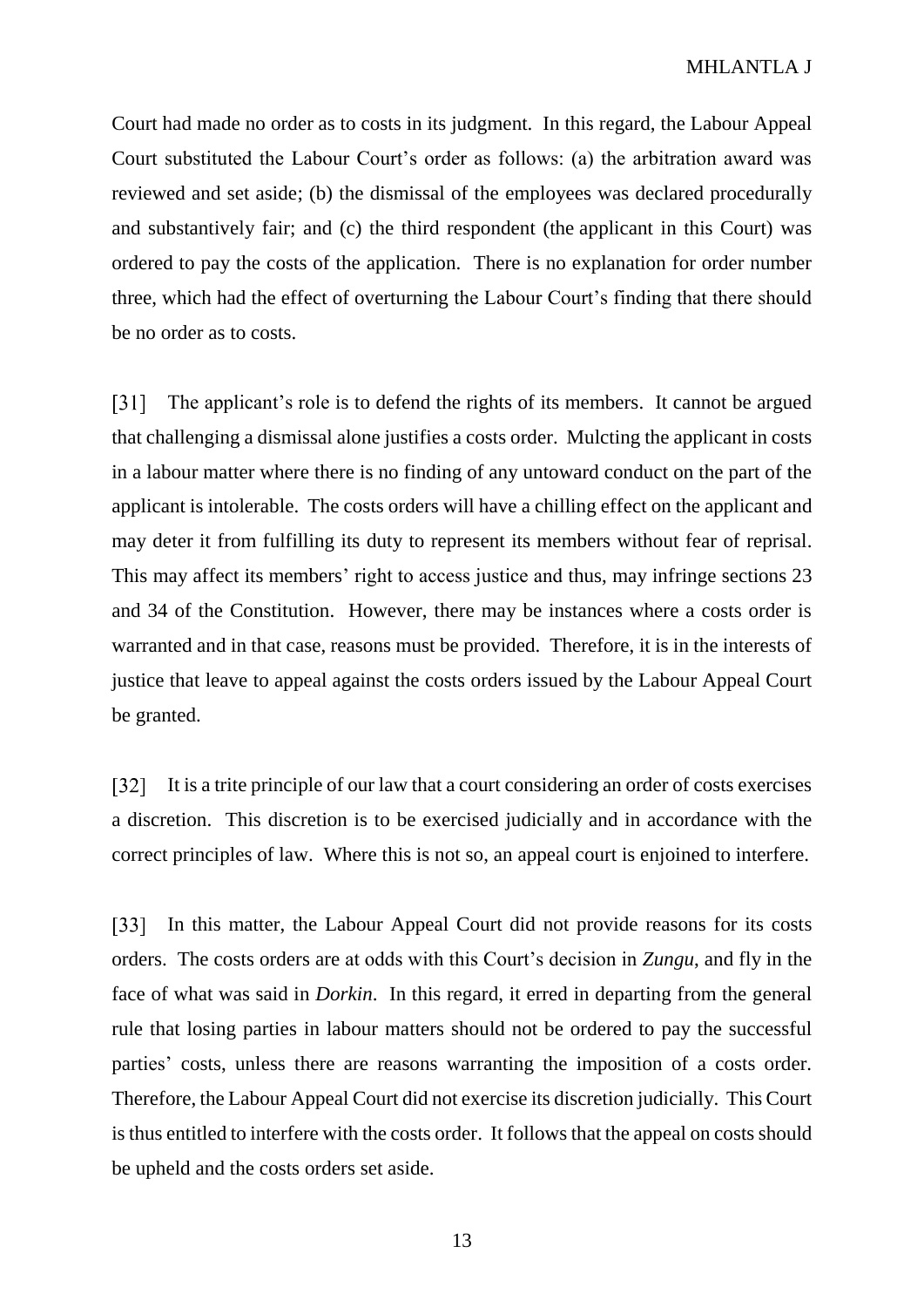Court had made no order as to costs in its judgment. In this regard, the Labour Appeal Court substituted the Labour Court's order as follows: (a) the arbitration award was reviewed and set aside; (b) the dismissal of the employees was declared procedurally and substantively fair; and (c) the third respondent (the applicant in this Court) was ordered to pay the costs of the application. There is no explanation for order number three, which had the effect of overturning the Labour Court's finding that there should be no order as to costs.

[31] The applicant's role is to defend the rights of its members. It cannot be argued that challenging a dismissal alone justifies a costs order. Mulcting the applicant in costs in a labour matter where there is no finding of any untoward conduct on the part of the applicant is intolerable. The costs orders will have a chilling effect on the applicant and may deter it from fulfilling its duty to represent its members without fear of reprisal. This may affect its members' right to access justice and thus, may infringe sections 23 and 34 of the Constitution. However, there may be instances where a costs order is warranted and in that case, reasons must be provided. Therefore, it is in the interests of justice that leave to appeal against the costs orders issued by the Labour Appeal Court be granted.

[32] It is a trite principle of our law that a court considering an order of costs exercises a discretion. This discretion is to be exercised judicially and in accordance with the correct principles of law. Where this is not so, an appeal court is enjoined to interfere.

[33] In this matter, the Labour Appeal Court did not provide reasons for its costs orders. The costs orders are at odds with this Court's decision in *Zungu*, and fly in the face of what was said in *Dorkin*. In this regard, it erred in departing from the general rule that losing parties in labour matters should not be ordered to pay the successful parties' costs, unless there are reasons warranting the imposition of a costs order. Therefore, the Labour Appeal Court did not exercise its discretion judicially. This Court is thus entitled to interfere with the costs order. It follows that the appeal on costs should be upheld and the costs orders set aside.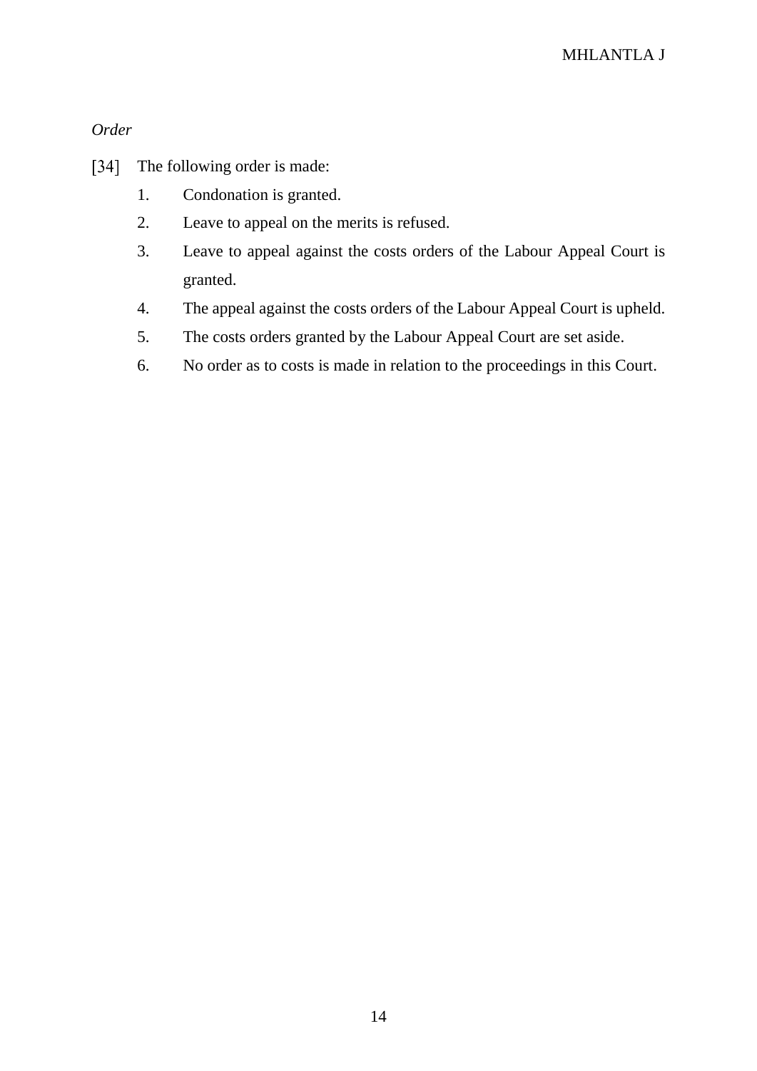*Order*

[34] The following order is made:

1. Condonation is granted.
2. Leave to appeal on the merits is refused.
3. Leave to appeal against the costs orders of the Labour Appeal Court is granted.
4. The appeal against the costs orders of the Labour Appeal Court is upheld.
5. The costs orders granted by the Labour Appeal Court are set aside.
6. No order as to costs is made in relation to the proceedings in this Court.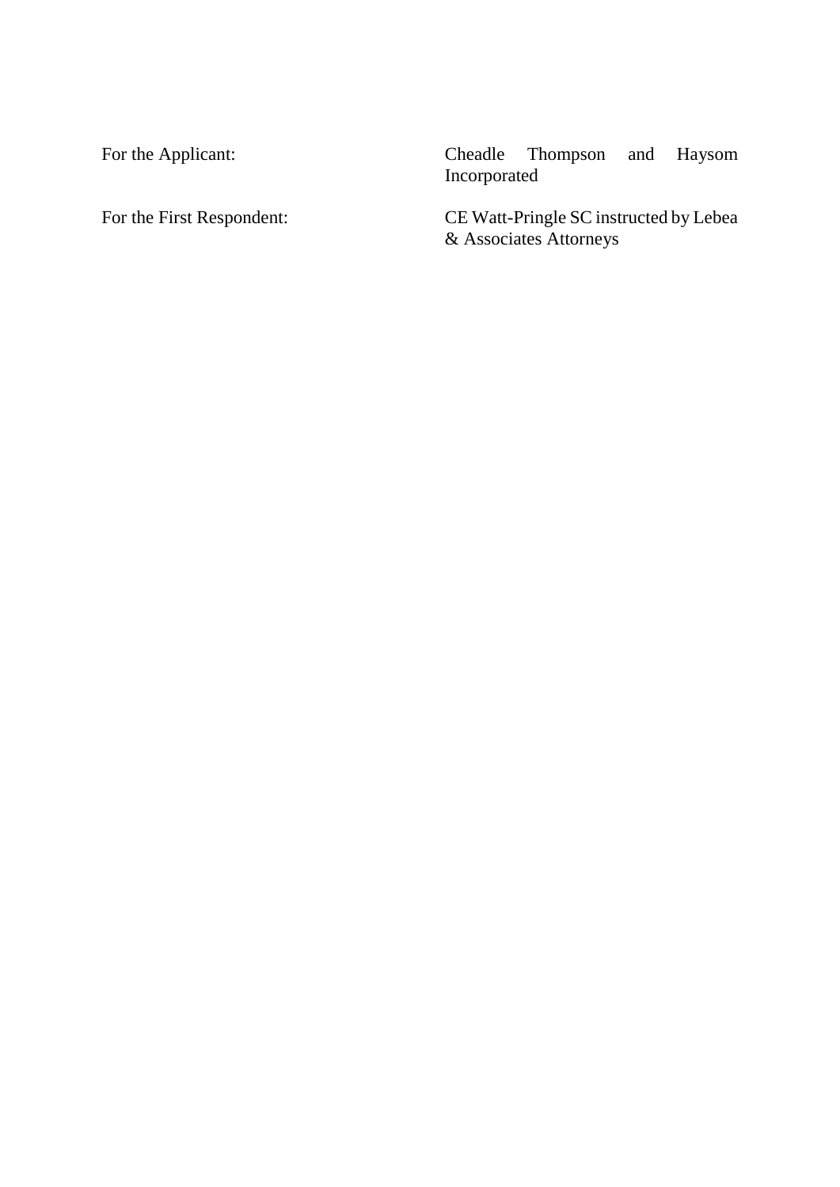| | |
|---|---|
| For the Applicant: | Cheadle Thompson and Haysom Incorporated |
| For the First Respondent: | CE Watt-Pringle SC instructed by Lebea & Associates Attorneys |